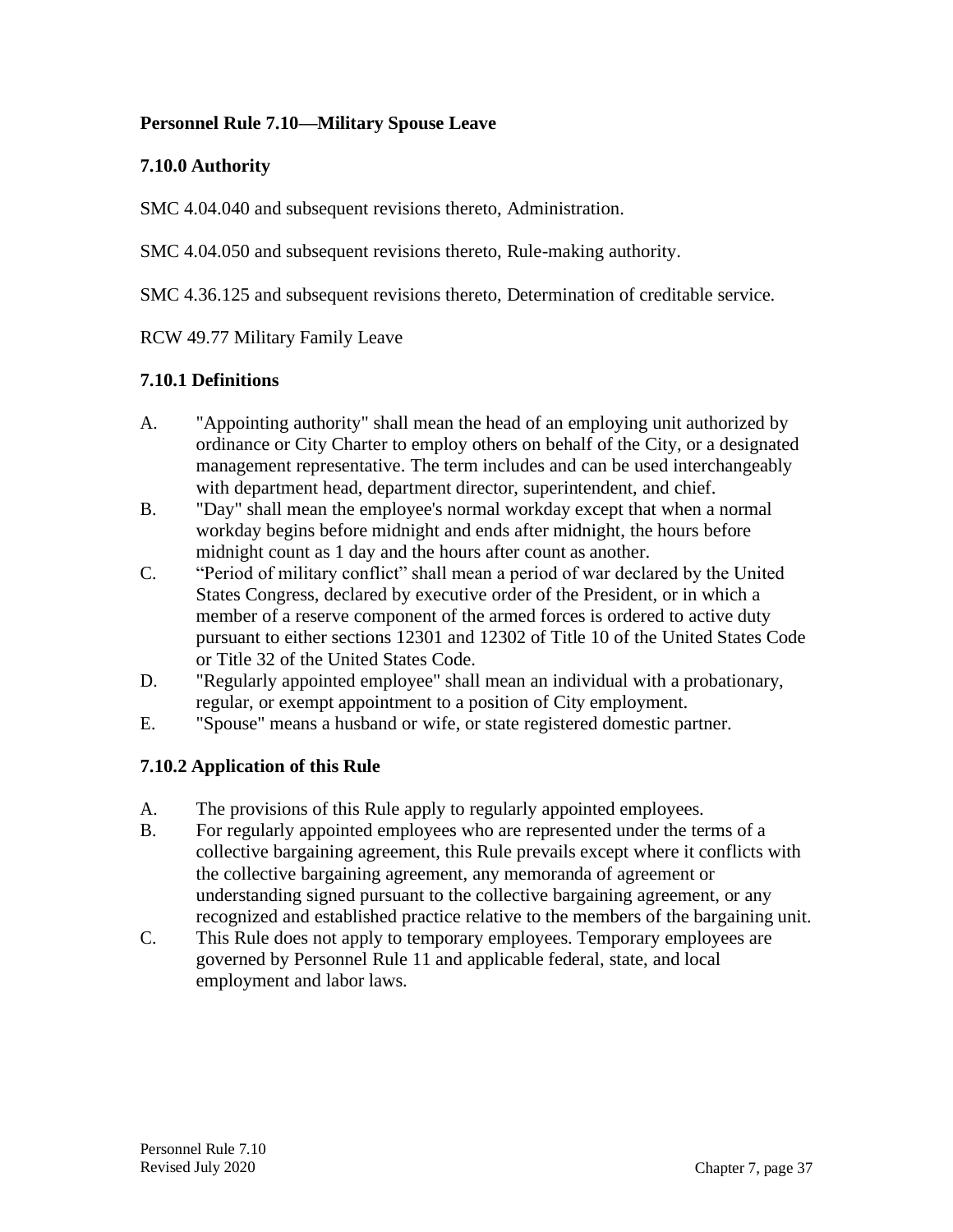## Personnel Rule 7.10—Military Spouse Leave

### 7.10.0 Authority

SMC 4.04.040 and subsequent revisions thereto, Administration.

SMC 4.04.050 and subsequent revisions thereto, Rule-making authority.

SMC 4.36.125 and subsequent revisions thereto, Determination of creditable service.

RCW 49.77 Military Family Leave

### 7.10.1 Definitions

A. "Appointing authority" shall mean the head of an employing unit authorized by ordinance or City Charter to employ others on behalf of the City, or a designated management representative. The term includes and can be used interchangeably with department head, department director, superintendent, and chief.

B. "Day" shall mean the employee's normal workday except that when a normal workday begins before midnight and ends after midnight, the hours before midnight count as 1 day and the hours after count as another.

C. "Period of military conflict" shall mean a period of war declared by the United States Congress, declared by executive order of the President, or in which a member of a reserve component of the armed forces is ordered to active duty pursuant to either sections 12301 and 12302 of Title 10 of the United States Code or Title 32 of the United States Code.

D. "Regularly appointed employee" shall mean an individual with a probationary, regular, or exempt appointment to a position of City employment.

E. "Spouse" means a husband or wife, or state registered domestic partner.

### 7.10.2 Application of this Rule

A. The provisions of this Rule apply to regularly appointed employees.

B. For regularly appointed employees who are represented under the terms of a collective bargaining agreement, this Rule prevails except where it conflicts with the collective bargaining agreement, any memoranda of agreement or understanding signed pursuant to the collective bargaining agreement, or any recognized and established practice relative to the members of the bargaining unit.

C. This Rule does not apply to temporary employees. Temporary employees are governed by Personnel Rule 11 and applicable federal, state, and local employment and labor laws.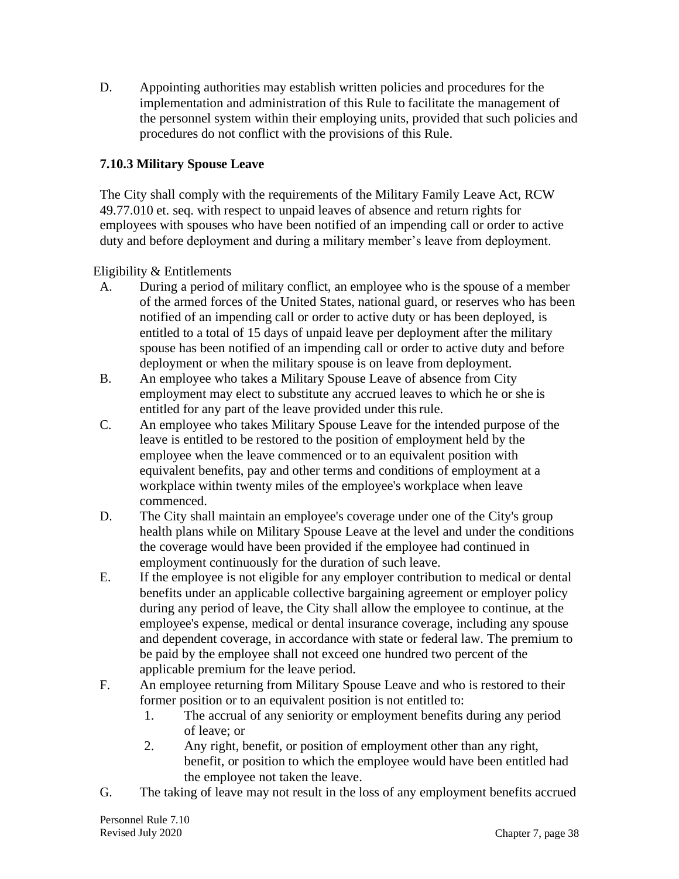D. Appointing authorities may establish written policies and procedures for the implementation and administration of this Rule to facilitate the management of the personnel system within their employing units, provided that such policies and procedures do not conflict with the provisions of this Rule.

### 7.10.3 Military Spouse Leave

The City shall comply with the requirements of the Military Family Leave Act, RCW 49.77.010 et. seq. with respect to unpaid leaves of absence and return rights for employees with spouses who have been notified of an impending call or order to active duty and before deployment and during a military member's leave from deployment.

Eligibility & Entitlements

A. During a period of military conflict, an employee who is the spouse of a member of the armed forces of the United States, national guard, or reserves who has been notified of an impending call or order to active duty or has been deployed, is entitled to a total of 15 days of unpaid leave per deployment after the military spouse has been notified of an impending call or order to active duty and before deployment or when the military spouse is on leave from deployment.

B. An employee who takes a Military Spouse Leave of absence from City employment may elect to substitute any accrued leaves to which he or she is entitled for any part of the leave provided under this rule.

C. An employee who takes Military Spouse Leave for the intended purpose of the leave is entitled to be restored to the position of employment held by the employee when the leave commenced or to an equivalent position with equivalent benefits, pay and other terms and conditions of employment at a workplace within twenty miles of the employee's workplace when leave commenced.

D. The City shall maintain an employee's coverage under one of the City's group health plans while on Military Spouse Leave at the level and under the conditions the coverage would have been provided if the employee had continued in employment continuously for the duration of such leave.

E. If the employee is not eligible for any employer contribution to medical or dental benefits under an applicable collective bargaining agreement or employer policy during any period of leave, the City shall allow the employee to continue, at the employee's expense, medical or dental insurance coverage, including any spouse and dependent coverage, in accordance with state or federal law. The premium to be paid by the employee shall not exceed one hundred two percent of the applicable premium for the leave period.

F. An employee returning from Military Spouse Leave and who is restored to their former position or to an equivalent position is not entitled to:
   1. The accrual of any seniority or employment benefits during any period of leave; or
   2. Any right, benefit, or position of employment other than any right, benefit, or position to which the employee would have been entitled had the employee not taken the leave.

G. The taking of leave may not result in the loss of any employment benefits accrued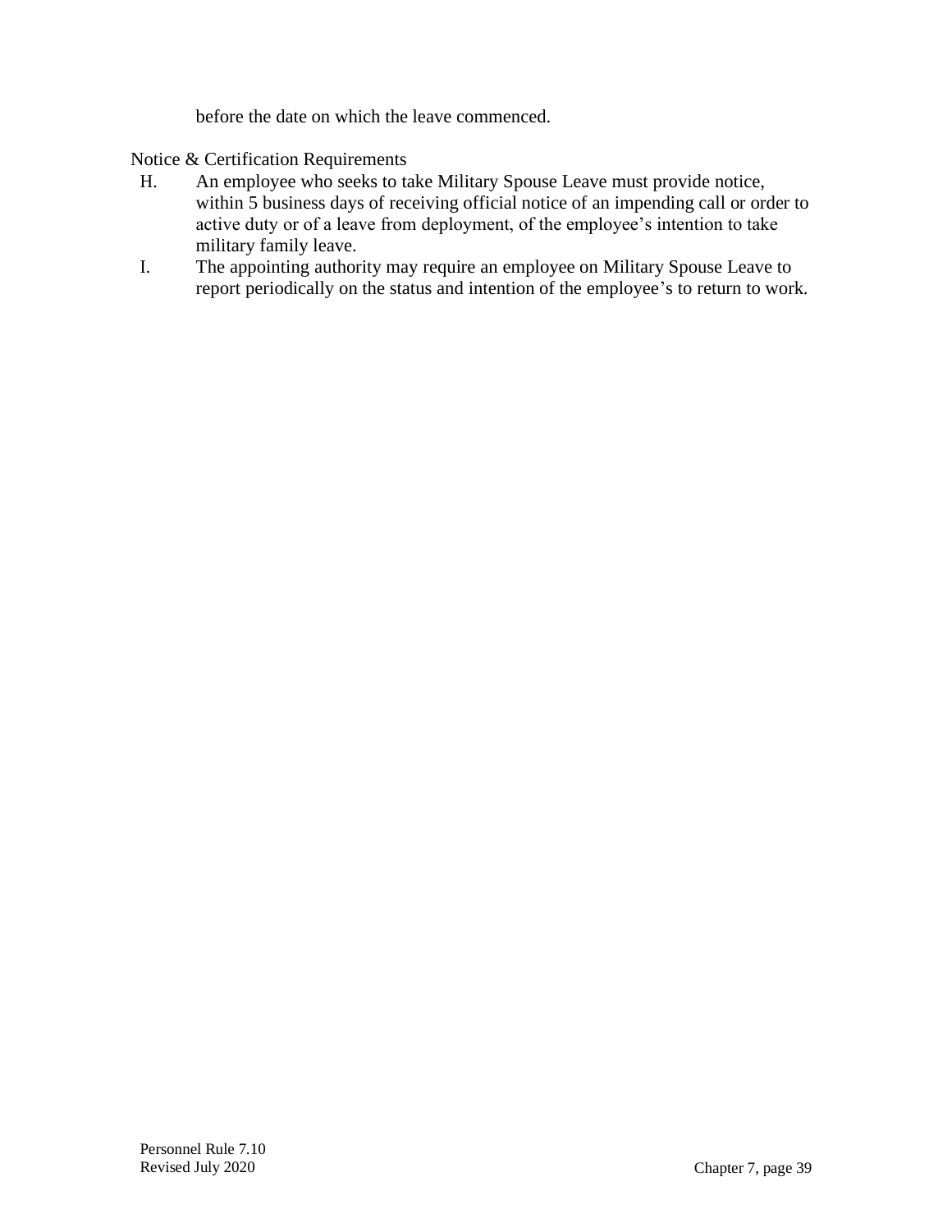before the date on which the leave commenced.

Notice & Certification Requirements

H. An employee who seeks to take Military Spouse Leave must provide notice, within 5 business days of receiving official notice of an impending call or order to active duty or of a leave from deployment, of the employee's intention to take military family leave.

I. The appointing authority may require an employee on Military Spouse Leave to report periodically on the status and intention of the employee's to return to work.